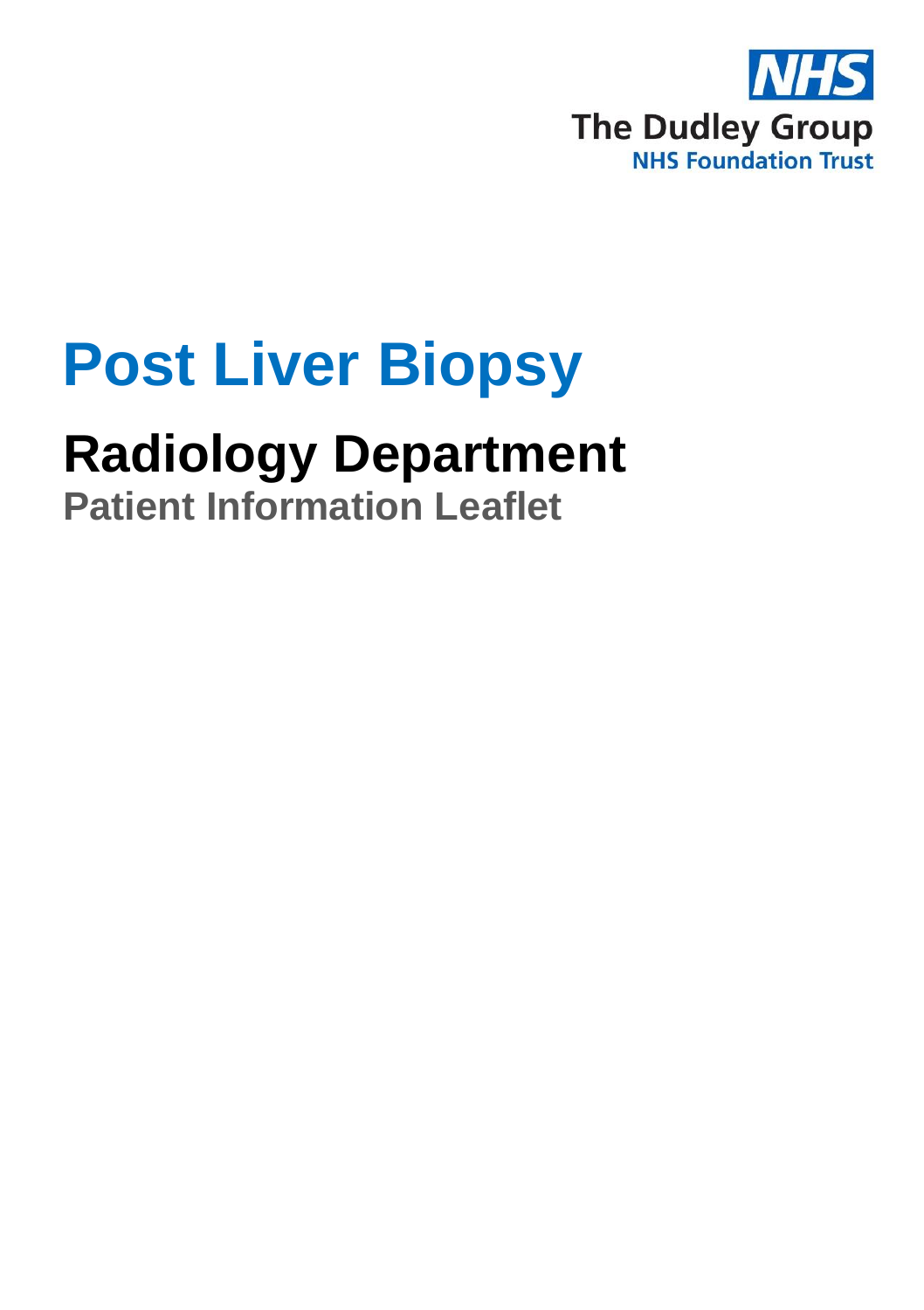The Dudley Group
NHS Foundation Trust

# Post Liver Biopsy

## Radiology Department

### Patient Information Leaflet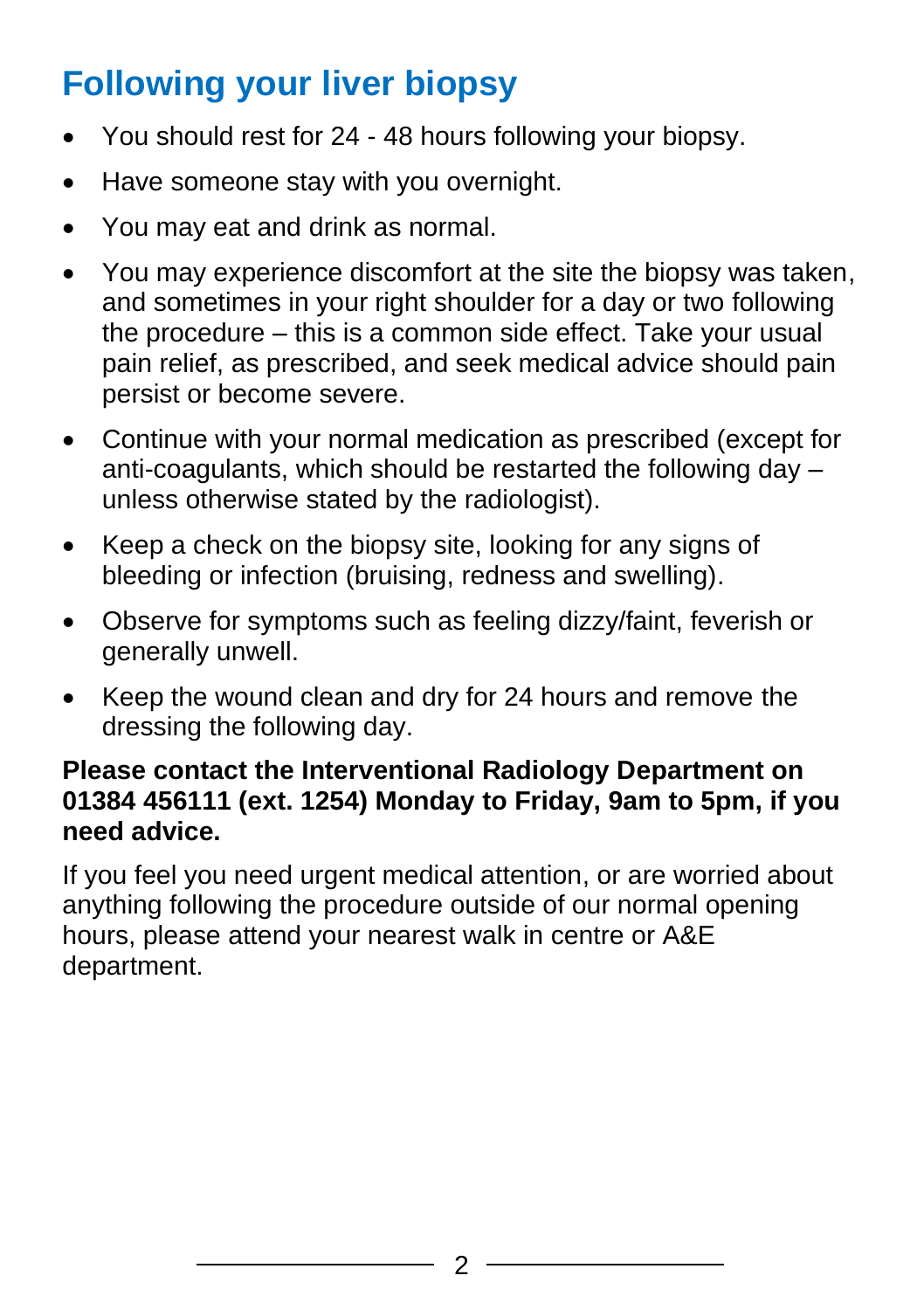## Following your liver biopsy

- You should rest for 24 - 48 hours following your biopsy.
- Have someone stay with you overnight.
- You may eat and drink as normal.
- You may experience discomfort at the site the biopsy was taken, and sometimes in your right shoulder for a day or two following the procedure – this is a common side effect. Take your usual pain relief, as prescribed, and seek medical advice should pain persist or become severe.
- Continue with your normal medication as prescribed (except for anti-coagulants, which should be restarted the following day – unless otherwise stated by the radiologist).
- Keep a check on the biopsy site, looking for any signs of bleeding or infection (bruising, redness and swelling).
- Observe for symptoms such as feeling dizzy/faint, feverish or generally unwell.
- Keep the wound clean and dry for 24 hours and remove the dressing the following day.

**Please contact the Interventional Radiology Department on 01384 456111 (ext. 1254) Monday to Friday, 9am to 5pm, if you need advice.**

If you feel you need urgent medical attention, or are worried about anything following the procedure outside of our normal opening hours, please attend your nearest walk in centre or A&E department.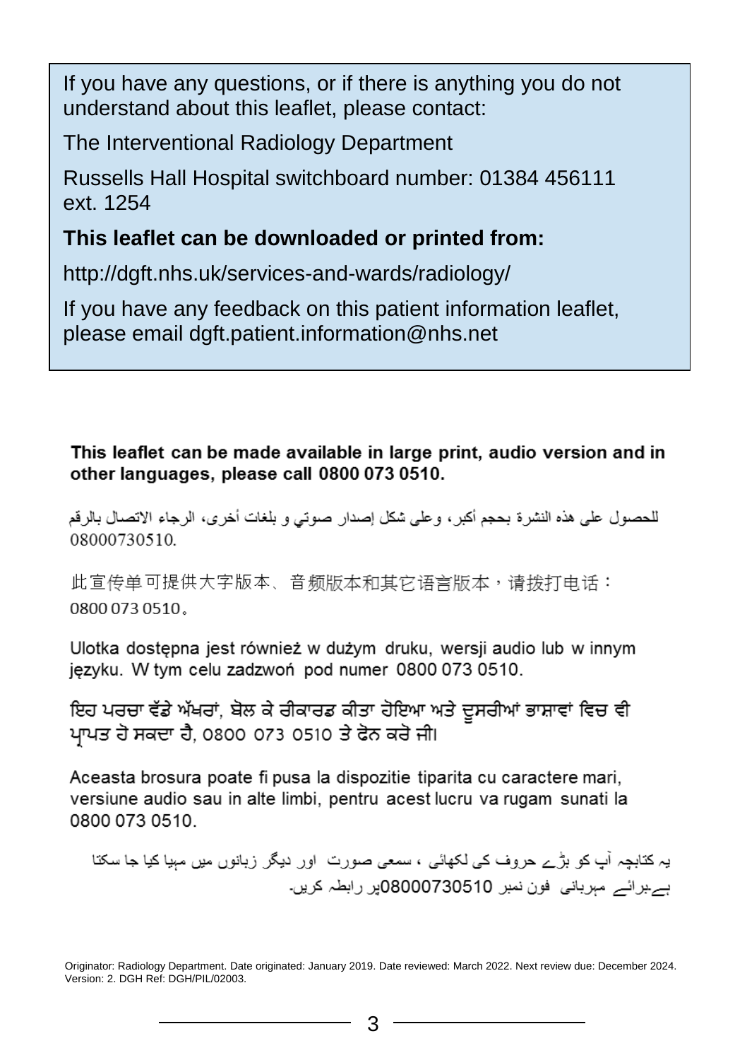If you have any questions, or if there is anything you do not understand about this leaflet, please contact:

The Interventional Radiology Department

Russells Hall Hospital switchboard number: 01384 456111 ext. 1254

**This leaflet can be downloaded or printed from:**

http://dgft.nhs.uk/services-and-wards/radiology/

If you have any feedback on this patient information leaflet, please email dgft.patient.information@nhs.net

**This leaflet can be made available in large print, audio version and in other languages, please call 0800 073 0510.**

للحصول على هذه النشرة بحجم أكبر، وعلى شكل إصدار صوتي و بلغات أخرى، الرجاء الاتصال بالرقم 08000730510.

此宣传单可提供大字版本、音频版本和其它语言版本，请拨打电话：0800 073 0510。

Ulotka dostępna jest również w dużym druku, wersji audio lub w innym języku. W tym celu zadzwoń pod numer 0800 073 0510.

ਇਹ ਪਰਚਾ ਵੱਡੇ ਅੱਖਰਾਂ, ਬੋਲ ਕੇ ਰੀਕਾਰਡ ਕੀਤਾ ਹੋਇਆ ਅਤੇ ਦੂਸਰੀਆਂ ਭਾਸ਼ਾਵਾਂ ਵਿਚ ਵੀ ਪ੍ਰਾਪਤ ਹੋ ਸਕਦਾ ਹੈ, 0800 073 0510 ਤੇ ਫੋਨ ਕਰੋ ਜੀ।

Aceasta brosura poate fi pusa la dispozitie tiparita cu caractere mari, versiune audio sau in alte limbi, pentru acest lucru va rugam sunati la 0800 073 0510.

یہ کتابچہ آپ کو بڑے حروف کی لکھائی ، سمعی صورت اور دیگر زبانوں میں مہیا کیا جا سکتا ہے۔برائے مہربانی فون نمبر 08000730510پر رابطہ کریں۔

Originator: Radiology Department. Date originated: January 2019. Date reviewed: March 2022. Next review due: December 2024. Version: 2. DGH Ref: DGH/PIL/02003.